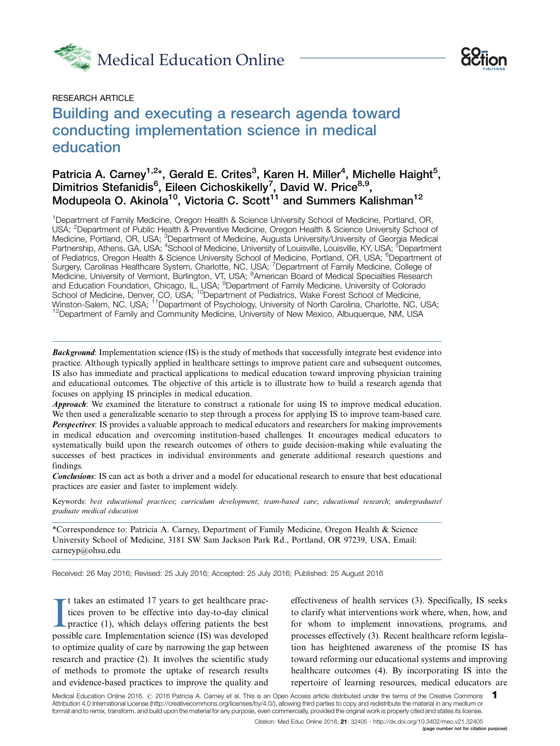RESEARCH ARTICLE

# Building and executing a research agenda toward conducting implementation science in medical education

**Patricia A. Carney[1,2]*, Gerald E. Crites[3], Karen H. Miller[4], Michelle Haight[5], Dimitrios Stefanidis[6], Eileen Cichoskikelly[7], David W. Price[8,9], Modupeola O. Akinola[10], Victoria C. Scott[11] and Summers Kalishman[12]**

[1]Department of Family Medicine, Oregon Health & Science University School of Medicine, Portland, OR, USA; [2]Department of Public Health & Preventive Medicine, Oregon Health & Science University School of Medicine, Portland, OR, USA; [3]Department of Medicine, Augusta University/University of Georgia Medical Partnership, Athens, GA, USA; [4]School of Medicine, University of Louisville, Louisville, KY, USA; [5]Department of Pediatrics, Oregon Health & Science University School of Medicine, Portland, OR, USA; [6]Department of Surgery, Carolinas Healthcare System, Charlotte, NC, USA; [7]Department of Family Medicine, College of Medicine, University of Vermont, Burlington, VT, USA; [8]American Board of Medical Specialties Research and Education Foundation, Chicago, IL, USA; [9]Department of Family Medicine, University of Colorado School of Medicine, Denver, CO, USA; [10]Department of Pediatrics, Wake Forest School of Medicine, Winston-Salem, NC, USA; [11]Department of Psychology, University of North Carolina, Charlotte, NC, USA; [12]Department of Family and Community Medicine, University of New Mexico, Albuquerque, NM, USA

***Background***: Implementation science (IS) is the study of methods that successfully integrate best evidence into practice. Although typically applied in healthcare settings to improve patient care and subsequent outcomes, IS also has immediate and practical applications to medical education toward improving physician training and educational outcomes. The objective of this article is to illustrate how to build a research agenda that focuses on applying IS principles in medical education.

***Approach***: We examined the literature to construct a rationale for using IS to improve medical education. We then used a generalizable scenario to step through a process for applying IS to improve team-based care.

***Perspectives***: IS provides a valuable approach to medical educators and researchers for making improvements in medical education and overcoming institution-based challenges. It encourages medical educators to systematically build upon the research outcomes of others to guide decision-making while evaluating the successes of best practices in individual environments and generate additional research questions and findings.

***Conclusions***: IS can act as both a driver and a model for educational research to ensure that best educational practices are easier and faster to implement widely.

Keywords: *best educational practices*; *curriculum development*; *team-based care*; *educational research*; *undergraduate/graduate medical education*

*Correspondence to: Patricia A. Carney, Department of Family Medicine, Oregon Health & Science University School of Medicine, 3181 SW Sam Jackson Park Rd., Portland, OR 97239, USA, Email: carneyp@ohsu.edu

Received: 26 May 2016; Revised: 25 July 2016; Accepted: 25 July 2016; Published: 25 August 2016

It takes an estimated 17 years to get healthcare practices proven to be effective into day-to-day clinical practice (1), which delays offering patients the best possible care. Implementation science (IS) was developed to optimize quality of care by narrowing the gap between research and practice (2). It involves the scientific study of methods to promote the uptake of research results and evidence-based practices to improve the quality and effectiveness of health services (3). Specifically, IS seeks to clarify what interventions work where, when, how, and for whom to implement innovations, programs, and processes effectively (3). Recent healthcare reform legislation has heightened awareness of the promise IS has toward reforming our educational systems and improving healthcare outcomes (4). By incorporating IS into the repertoire of learning resources, medical educators are

Medical Education Online 2016. © 2016 Patricia A. Carney et al. This is an Open Access article distributed under the terms of the Creative Commons Attribution 4.0 International License (http://creativecommons.org/licenses/by/4.0/), allowing third parties to copy and redistribute the material in any medium or format and to remix, transform, and build upon the material for any purpose, even commercially, provided the original work is properly cited and states its license.

Citation: Med Educ Online 2016, 21: 32405 - http://dx.doi.org/10.3402/meo.v21.32405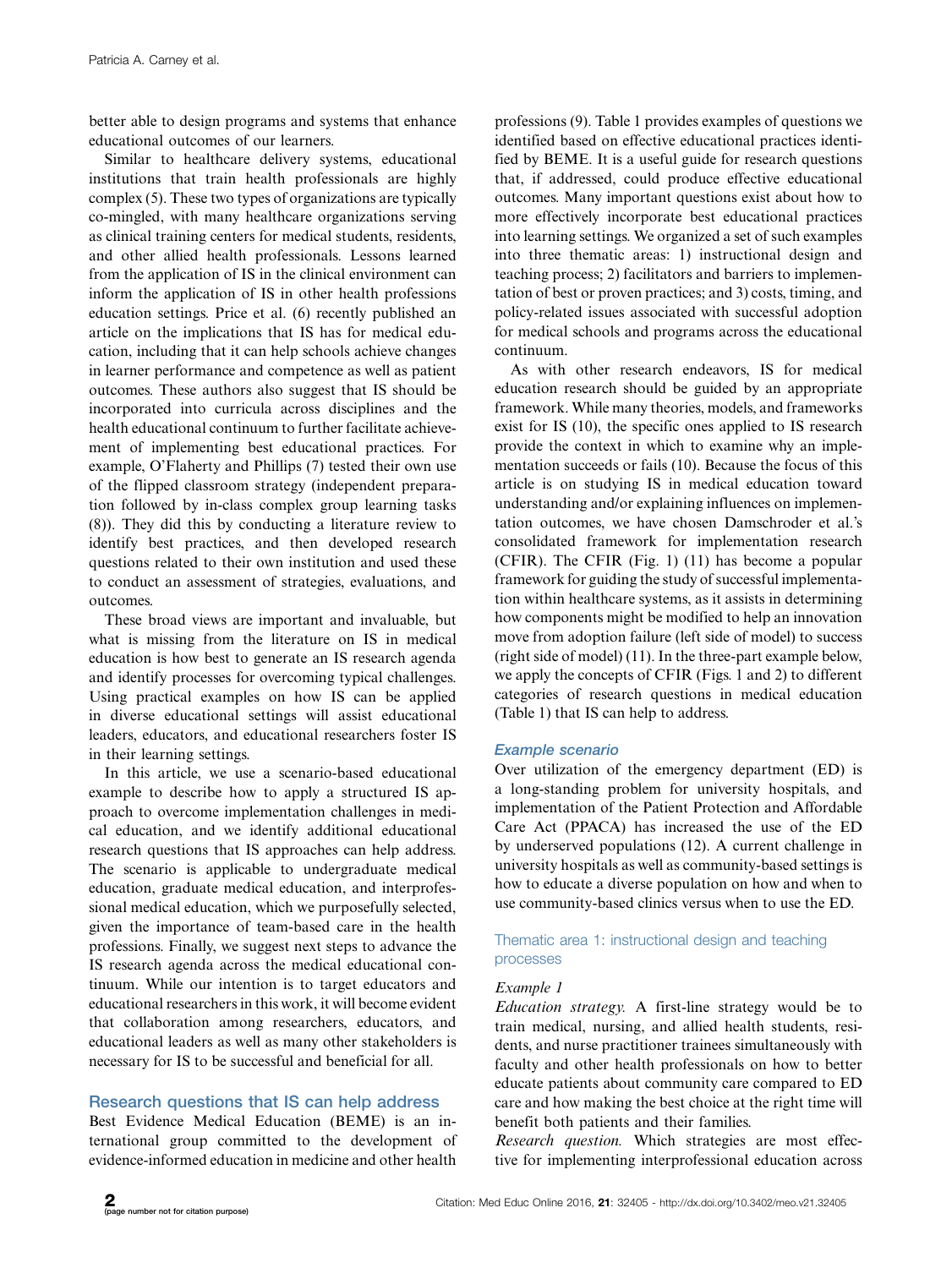better able to design programs and systems that enhance educational outcomes of our learners.

Similar to healthcare delivery systems, educational institutions that train health professionals are highly complex (5). These two types of organizations are typically co-mingled, with many healthcare organizations serving as clinical training centers for medical students, residents, and other allied health professionals. Lessons learned from the application of IS in the clinical environment can inform the application of IS in other health professions education settings. Price et al. (6) recently published an article on the implications that IS has for medical education, including that it can help schools achieve changes in learner performance and competence as well as patient outcomes. These authors also suggest that IS should be incorporated into curricula across disciplines and the health educational continuum to further facilitate achievement of implementing best educational practices. For example, O'Flaherty and Phillips (7) tested their own use of the flipped classroom strategy (independent preparation followed by in-class complex group learning tasks (8)). They did this by conducting a literature review to identify best practices, and then developed research questions related to their own institution and used these to conduct an assessment of strategies, evaluations, and outcomes.

These broad views are important and invaluable, but what is missing from the literature on IS in medical education is how best to generate an IS research agenda and identify processes for overcoming typical challenges. Using practical examples on how IS can be applied in diverse educational settings will assist educational leaders, educators, and educational researchers foster IS in their learning settings.

In this article, we use a scenario-based educational example to describe how to apply a structured IS approach to overcome implementation challenges in medical education, and we identify additional educational research questions that IS approaches can help address. The scenario is applicable to undergraduate medical education, graduate medical education, and interprofessional medical education, which we purposefully selected, given the importance of team-based care in the health professions. Finally, we suggest next steps to advance the IS research agenda across the medical educational continuum. While our intention is to target educators and educational researchers in this work, it will become evident that collaboration among researchers, educators, and educational leaders as well as many other stakeholders is necessary for IS to be successful and beneficial for all.

## Research questions that IS can help address

Best Evidence Medical Education (BEME) is an international group committed to the development of evidence-informed education in medicine and other health professions (9). Table 1 provides examples of questions we identified based on effective educational practices identified by BEME. It is a useful guide for research questions that, if addressed, could produce effective educational outcomes. Many important questions exist about how to more effectively incorporate best educational practices into learning settings. We organized a set of such examples into three thematic areas: 1) instructional design and teaching process; 2) facilitators and barriers to implementation of best or proven practices; and 3) costs, timing, and policy-related issues associated with successful adoption for medical schools and programs across the educational continuum.

As with other research endeavors, IS for medical education research should be guided by an appropriate framework. While many theories, models, and frameworks exist for IS (10), the specific ones applied to IS research provide the context in which to examine why an implementation succeeds or fails (10). Because the focus of this article is on studying IS in medical education toward understanding and/or explaining influences on implementation outcomes, we have chosen Damschroder et al.'s consolidated framework for implementation research (CFIR). The CFIR (Fig. 1) (11) has become a popular framework for guiding the study of successful implementation within healthcare systems, as it assists in determining how components might be modified to help an innovation move from adoption failure (left side of model) to success (right side of model) (11). In the three-part example below, we apply the concepts of CFIR (Figs. 1 and 2) to different categories of research questions in medical education (Table 1) that IS can help to address.

### Example scenario

Over utilization of the emergency department (ED) is a long-standing problem for university hospitals, and implementation of the Patient Protection and Affordable Care Act (PPACA) has increased the use of the ED by underserved populations (12). A current challenge in university hospitals as well as community-based settings is how to educate a diverse population on how and when to use community-based clinics versus when to use the ED.

### Thematic area 1: instructional design and teaching processes

#### *Example 1*

*Education strategy.* A first-line strategy would be to train medical, nursing, and allied health students, residents, and nurse practitioner trainees simultaneously with faculty and other health professionals on how to better educate patients about community care compared to ED care and how making the best choice at the right time will benefit both patients and their families.

*Research question.* Which strategies are most effective for implementing interprofessional education across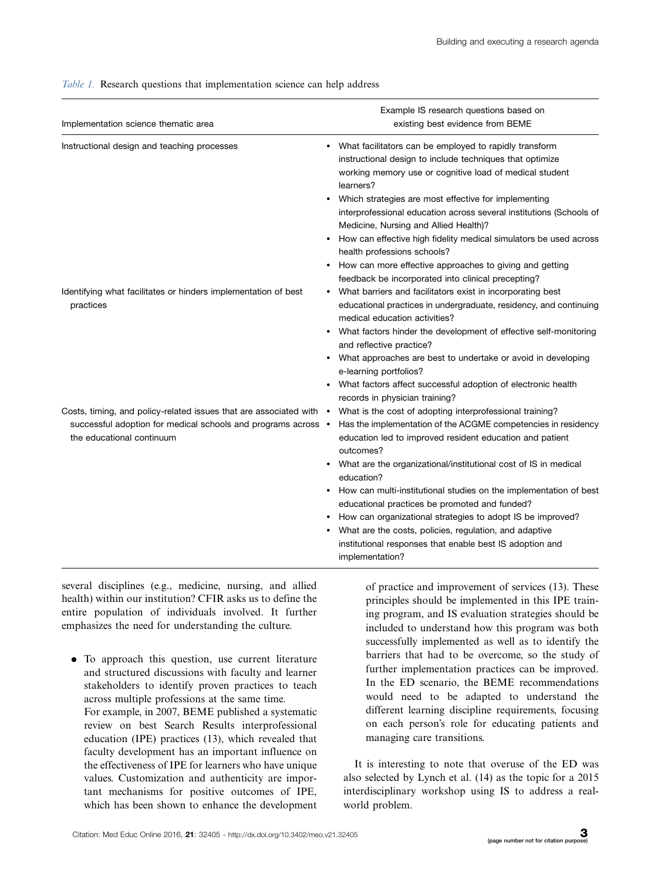*Table 1.* Research questions that implementation science can help address

| Implementation science thematic area | Example IS research questions based on existing best evidence from BEME |
|---|---|
| Instructional design and teaching processes | • What facilitators can be employed to rapidly transform instructional design to include techniques that optimize working memory use or cognitive load of medical student learners?<br>• Which strategies are most effective for implementing interprofessional education across several institutions (Schools of Medicine, Nursing and Allied Health)?<br>• How can effective high fidelity medical simulators be used across health professions schools?<br>• How can more effective approaches to giving and getting feedback be incorporated into clinical precepting? |
| Identifying what facilitates or hinders implementation of best practices | • What barriers and facilitators exist in incorporating best educational practices in undergraduate, residency, and continuing medical education activities?<br>• What factors hinder the development of effective self-monitoring and reflective practice?<br>• What approaches are best to undertake or avoid in developing e-learning portfolios?<br>• What factors affect successful adoption of electronic health records in physician training? |
| Costs, timing, and policy-related issues that are associated with successful adoption for medical schools and programs across the educational continuum | • What is the cost of adopting interprofessional training?<br>• Has the implementation of the ACGME competencies in residency education led to improved resident education and patient outcomes?<br>• What are the organizational/institutional cost of IS in medical education?<br>• How can multi-institutional studies on the implementation of best educational practices be promoted and funded?<br>• How can organizational strategies to adopt IS be improved?<br>• What are the costs, policies, regulation, and adaptive institutional responses that enable best IS adoption and implementation? |

several disciplines (e.g., medicine, nursing, and allied health) within our institution? CFIR asks us to define the entire population of individuals involved. It further emphasizes the need for understanding the culture.

- To approach this question, use current literature and structured discussions with faculty and learner stakeholders to identify proven practices to teach across multiple professions at the same time.
  For example, in 2007, BEME published a systematic review on best Search Results interprofessional education (IPE) practices (13), which revealed that faculty development has an important influence on the effectiveness of IPE for learners who have unique values. Customization and authenticity are important mechanisms for positive outcomes of IPE, which has been shown to enhance the development of practice and improvement of services (13). These principles should be implemented in this IPE training program, and IS evaluation strategies should be included to understand how this program was both successfully implemented as well as to identify the barriers that had to be overcome, so the study of further implementation practices can be improved. In the ED scenario, the BEME recommendations would need to be adapted to understand the different learning discipline requirements, focusing on each person's role for educating patients and managing care transitions.

It is interesting to note that overuse of the ED was also selected by Lynch et al. (14) as the topic for a 2015 interdisciplinary workshop using IS to address a real-world problem.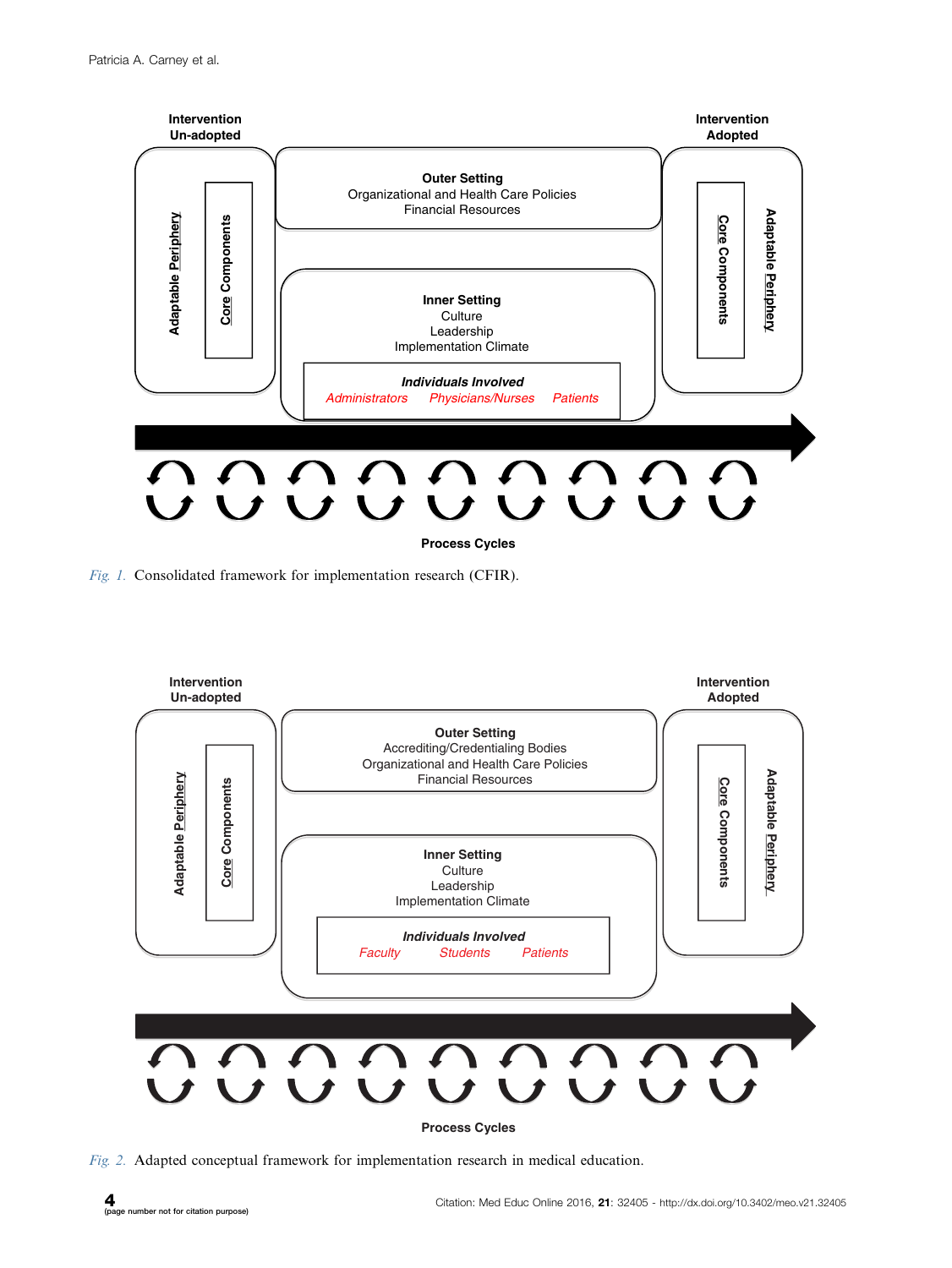Intervention Un-adopted

Adaptable Periphery

Core Components

Outer Setting
Organizational and Health Care Policies
Financial Resources

Inner Setting
Culture
Leadership
Implementation Climate

*Individuals Involved*
*Administrators* *Physicians/Nurses* *Patients*

Intervention Adopted

Core Components

Adaptable Periphery

Process Cycles

*Fig. 1.* Consolidated framework for implementation research (CFIR).

Intervention Un-adopted

Adaptable Periphery

Core Components

Outer Setting
Accrediting/Credentialing Bodies
Organizational and Health Care Policies
Financial Resources

Inner Setting
Culture
Leadership
Implementation Climate

*Individuals Involved*
*Faculty* *Students* *Patients*

Intervention Adopted

Core Components

Adaptable Periphery

Process Cycles

*Fig. 2.* Adapted conceptual framework for implementation research in medical education.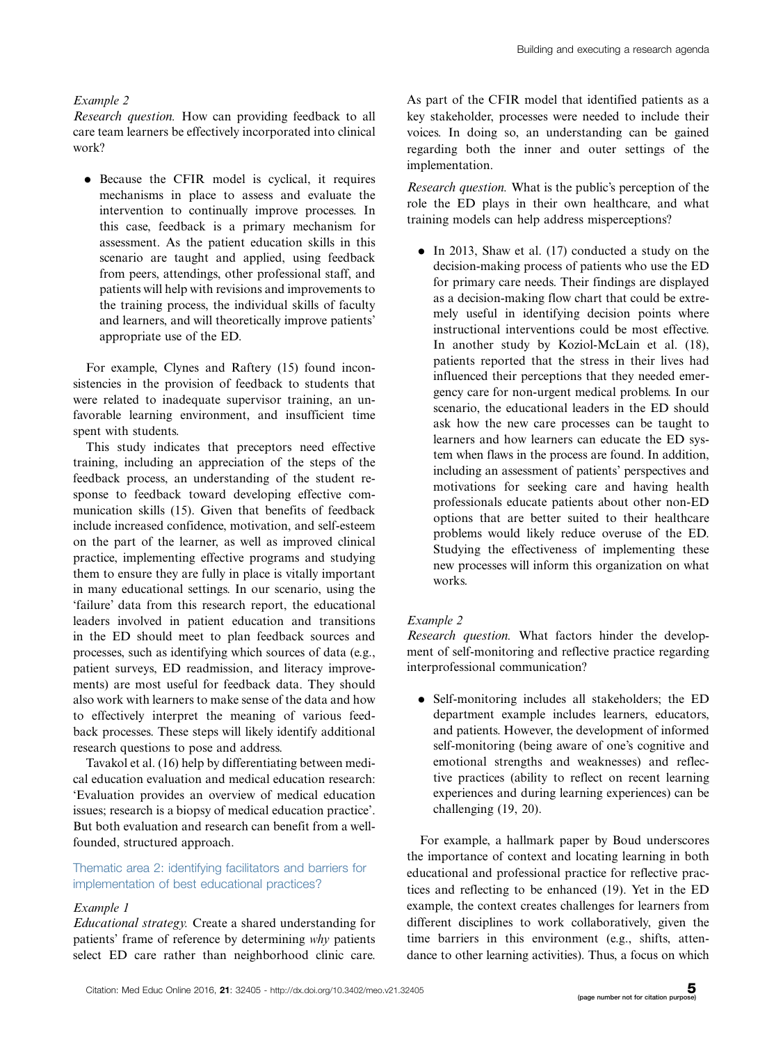*Example 2*

*Research question.* How can providing feedback to all care team learners be effectively incorporated into clinical work?

- Because the CFIR model is cyclical, it requires mechanisms in place to assess and evaluate the intervention to continually improve processes. In this case, feedback is a primary mechanism for assessment. As the patient education skills in this scenario are taught and applied, using feedback from peers, attendings, other professional staff, and patients will help with revisions and improvements to the training process, the individual skills of faculty and learners, and will theoretically improve patients' appropriate use of the ED.

For example, Clynes and Raftery (15) found inconsistencies in the provision of feedback to students that were related to inadequate supervisor training, an unfavorable learning environment, and insufficient time spent with students.

This study indicates that preceptors need effective training, including an appreciation of the steps of the feedback process, an understanding of the student response to feedback toward developing effective communication skills (15). Given that benefits of feedback include increased confidence, motivation, and self-esteem on the part of the learner, as well as improved clinical practice, implementing effective programs and studying them to ensure they are fully in place is vitally important in many educational settings. In our scenario, using the 'failure' data from this research report, the educational leaders involved in patient education and transitions in the ED should meet to plan feedback sources and processes, such as identifying which sources of data (e.g., patient surveys, ED readmission, and literacy improvements) are most useful for feedback data. They should also work with learners to make sense of the data and how to effectively interpret the meaning of various feedback processes. These steps will likely identify additional research questions to pose and address.

Tavakol et al. (16) help by differentiating between medical education evaluation and medical education research: 'Evaluation provides an overview of medical education issues; research is a biopsy of medical education practice'. But both evaluation and research can benefit from a well-founded, structured approach.

### Thematic area 2: identifying facilitators and barriers for implementation of best educational practices?

*Example 1*

*Educational strategy.* Create a shared understanding for patients' frame of reference by determining *why* patients select ED care rather than neighborhood clinic care. As part of the CFIR model that identified patients as a key stakeholder, processes were needed to include their voices. In doing so, an understanding can be gained regarding both the inner and outer settings of the implementation.

*Research question.* What is the public's perception of the role the ED plays in their own healthcare, and what training models can help address misperceptions?

- In 2013, Shaw et al. (17) conducted a study on the decision-making process of patients who use the ED for primary care needs. Their findings are displayed as a decision-making flow chart that could be extremely useful in identifying decision points where instructional interventions could be most effective. In another study by Koziol-McLain et al. (18), patients reported that the stress in their lives had influenced their perceptions that they needed emergency care for non-urgent medical problems. In our scenario, the educational leaders in the ED should ask how the new care processes can be taught to learners and how learners can educate the ED system when flaws in the process are found. In addition, including an assessment of patients' perspectives and motivations for seeking care and having health professionals educate patients about other non-ED options that are better suited to their healthcare problems would likely reduce overuse of the ED. Studying the effectiveness of implementing these new processes will inform this organization on what works.

*Example 2*

*Research question.* What factors hinder the development of self-monitoring and reflective practice regarding interprofessional communication?

- Self-monitoring includes all stakeholders; the ED department example includes learners, educators, and patients. However, the development of informed self-monitoring (being aware of one's cognitive and emotional strengths and weaknesses) and reflective practices (ability to reflect on recent learning experiences and during learning experiences) can be challenging (19, 20).

For example, a hallmark paper by Boud underscores the importance of context and locating learning in both educational and professional practice for reflective practices and reflecting to be enhanced (19). Yet in the ED example, the context creates challenges for learners from different disciplines to work collaboratively, given the time barriers in this environment (e.g., shifts, attendance to other learning activities). Thus, a focus on which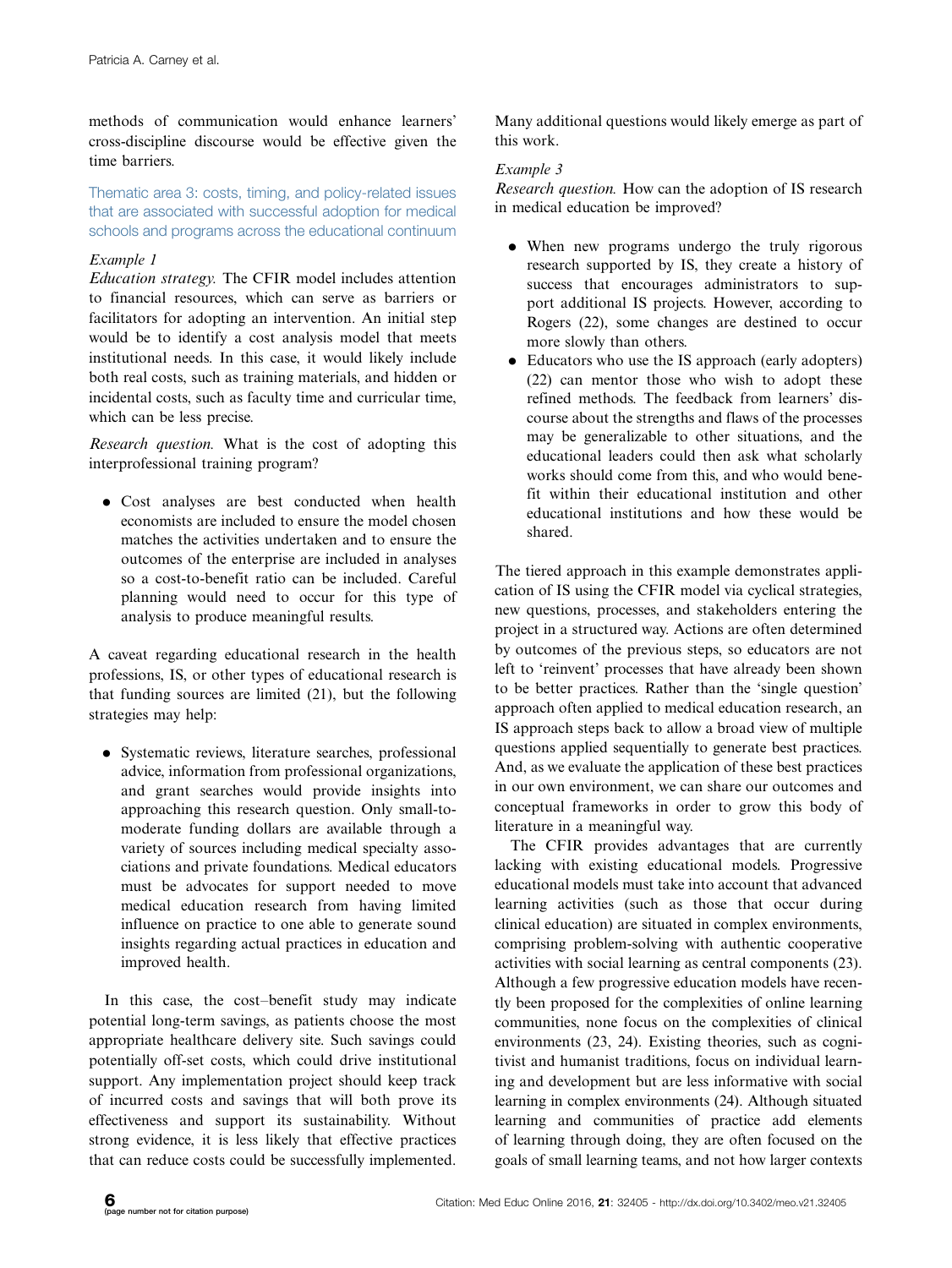methods of communication would enhance learners' cross-discipline discourse would be effective given the time barriers.

### Thematic area 3: costs, timing, and policy-related issues that are associated with successful adoption for medical schools and programs across the educational continuum

*Example 1*

*Education strategy.* The CFIR model includes attention to financial resources, which can serve as barriers or facilitators for adopting an intervention. An initial step would be to identify a cost analysis model that meets institutional needs. In this case, it would likely include both real costs, such as training materials, and hidden or incidental costs, such as faculty time and curricular time, which can be less precise.

*Research question.* What is the cost of adopting this interprofessional training program?

- Cost analyses are best conducted when health economists are included to ensure the model chosen matches the activities undertaken and to ensure the outcomes of the enterprise are included in analyses so a cost-to-benefit ratio can be included. Careful planning would need to occur for this type of analysis to produce meaningful results.

A caveat regarding educational research in the health professions, IS, or other types of educational research is that funding sources are limited (21), but the following strategies may help:

- Systematic reviews, literature searches, professional advice, information from professional organizations, and grant searches would provide insights into approaching this research question. Only small-to-moderate funding dollars are available through a variety of sources including medical specialty associations and private foundations. Medical educators must be advocates for support needed to move medical education research from having limited influence on practice to one able to generate sound insights regarding actual practices in education and improved health.

In this case, the cost–benefit study may indicate potential long-term savings, as patients choose the most appropriate healthcare delivery site. Such savings could potentially off-set costs, which could drive institutional support. Any implementation project should keep track of incurred costs and savings that will both prove its effectiveness and support its sustainability. Without strong evidence, it is less likely that effective practices that can reduce costs could be successfully implemented. Many additional questions would likely emerge as part of this work.

*Example 3*

*Research question.* How can the adoption of IS research in medical education be improved?

- When new programs undergo the truly rigorous research supported by IS, they create a history of success that encourages administrators to support additional IS projects. However, according to Rogers (22), some changes are destined to occur more slowly than others.
- Educators who use the IS approach (early adopters) (22) can mentor those who wish to adopt these refined methods. The feedback from learners' discourse about the strengths and flaws of the processes may be generalizable to other situations, and the educational leaders could then ask what scholarly works should come from this, and who would benefit within their educational institution and other educational institutions and how these would be shared.

The tiered approach in this example demonstrates application of IS using the CFIR model via cyclical strategies, new questions, processes, and stakeholders entering the project in a structured way. Actions are often determined by outcomes of the previous steps, so educators are not left to 'reinvent' processes that have already been shown to be better practices. Rather than the 'single question' approach often applied to medical education research, an IS approach steps back to allow a broad view of multiple questions applied sequentially to generate best practices. And, as we evaluate the application of these best practices in our own environment, we can share our outcomes and conceptual frameworks in order to grow this body of literature in a meaningful way.

The CFIR provides advantages that are currently lacking with existing educational models. Progressive educational models must take into account that advanced learning activities (such as those that occur during clinical education) are situated in complex environments, comprising problem-solving with authentic cooperative activities with social learning as central components (23). Although a few progressive education models have recently been proposed for the complexities of online learning communities, none focus on the complexities of clinical environments (23, 24). Existing theories, such as cognitivist and humanist traditions, focus on individual learning and development but are less informative with social learning in complex environments (24). Although situated learning and communities of practice add elements of learning through doing, they are often focused on the goals of small learning teams, and not how larger contexts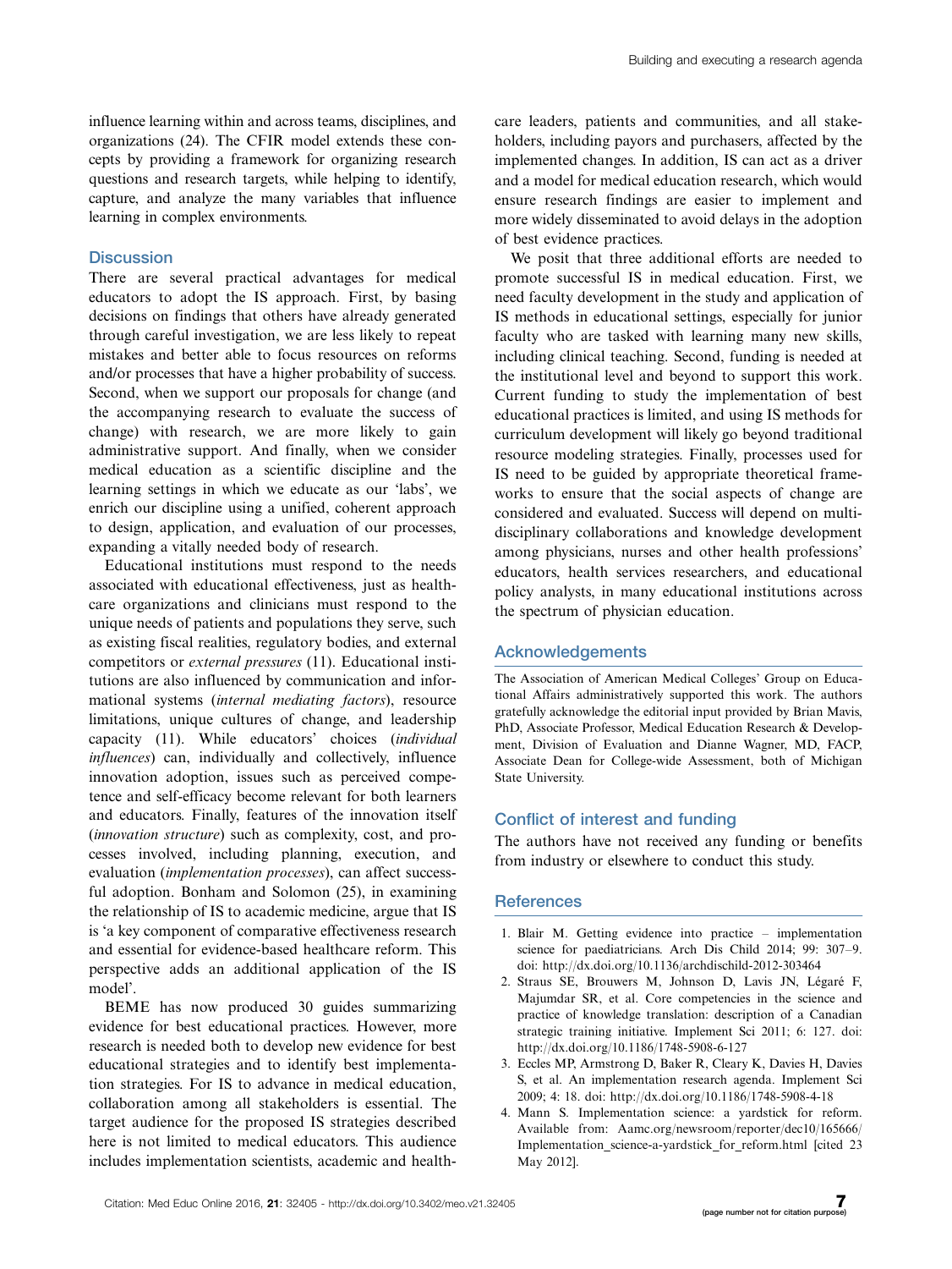influence learning within and across teams, disciplines, and organizations (24). The CFIR model extends these concepts by providing a framework for organizing research questions and research targets, while helping to identify, capture, and analyze the many variables that influence learning in complex environments.

## Discussion

There are several practical advantages for medical educators to adopt the IS approach. First, by basing decisions on findings that others have already generated through careful investigation, we are less likely to repeat mistakes and better able to focus resources on reforms and/or processes that have a higher probability of success. Second, when we support our proposals for change (and the accompanying research to evaluate the success of change) with research, we are more likely to gain administrative support. And finally, when we consider medical education as a scientific discipline and the learning settings in which we educate as our 'labs', we enrich our discipline using a unified, coherent approach to design, application, and evaluation of our processes, expanding a vitally needed body of research.

Educational institutions must respond to the needs associated with educational effectiveness, just as healthcare organizations and clinicians must respond to the unique needs of patients and populations they serve, such as existing fiscal realities, regulatory bodies, and external competitors or *external pressures* (11). Educational institutions are also influenced by communication and informational systems (*internal mediating factors*), resource limitations, unique cultures of change, and leadership capacity (11). While educators' choices (*individual influences*) can, individually and collectively, influence innovation adoption, issues such as perceived competence and self-efficacy become relevant for both learners and educators. Finally, features of the innovation itself (*innovation structure*) such as complexity, cost, and processes involved, including planning, execution, and evaluation (*implementation processes*), can affect successful adoption. Bonham and Solomon (25), in examining the relationship of IS to academic medicine, argue that IS is 'a key component of comparative effectiveness research and essential for evidence-based healthcare reform. This perspective adds an additional application of the IS model'.

BEME has now produced 30 guides summarizing evidence for best educational practices. However, more research is needed both to develop new evidence for best educational strategies and to identify best implementation strategies. For IS to advance in medical education, collaboration among all stakeholders is essential. The target audience for the proposed IS strategies described here is not limited to medical educators. This audience includes implementation scientists, academic and healthcare leaders, patients and communities, and all stakeholders, including payors and purchasers, affected by the implemented changes. In addition, IS can act as a driver and a model for medical education research, which would ensure research findings are easier to implement and more widely disseminated to avoid delays in the adoption of best evidence practices.

We posit that three additional efforts are needed to promote successful IS in medical education. First, we need faculty development in the study and application of IS methods in educational settings, especially for junior faculty who are tasked with learning many new skills, including clinical teaching. Second, funding is needed at the institutional level and beyond to support this work. Current funding to study the implementation of best educational practices is limited, and using IS methods for curriculum development will likely go beyond traditional resource modeling strategies. Finally, processes used for IS need to be guided by appropriate theoretical frameworks to ensure that the social aspects of change are considered and evaluated. Success will depend on multidisciplinary collaborations and knowledge development among physicians, nurses and other health professions' educators, health services researchers, and educational policy analysts, in many educational institutions across the spectrum of physician education.

## Acknowledgements

The Association of American Medical Colleges' Group on Educational Affairs administratively supported this work. The authors gratefully acknowledge the editorial input provided by Brian Mavis, PhD, Associate Professor, Medical Education Research & Development, Division of Evaluation and Dianne Wagner, MD, FACP, Associate Dean for College-wide Assessment, both of Michigan State University.

## Conflict of interest and funding

The authors have not received any funding or benefits from industry or elsewhere to conduct this study.

## References

1. Blair M. Getting evidence into practice – implementation science for paediatricians. Arch Dis Child 2014; 99: 307–9. doi: http://dx.doi.org/10.1136/archdischild-2012-303464
2. Straus SE, Brouwers M, Johnson D, Lavis JN, Légaré F, Majumdar SR, et al. Core competencies in the science and practice of knowledge translation: description of a Canadian strategic training initiative. Implement Sci 2011; 6: 127. doi: http://dx.doi.org/10.1186/1748-5908-6-127
3. Eccles MP, Armstrong D, Baker R, Cleary K, Davies H, Davies S, et al. An implementation research agenda. Implement Sci 2009; 4: 18. doi: http://dx.doi.org/10.1186/1748-5908-4-18
4. Mann S. Implementation science: a yardstick for reform. Available from: Aamc.org/newsroom/reporter/dec10/165666/Implementation_science-a-yardstick_for_reform.html [cited 23 May 2012].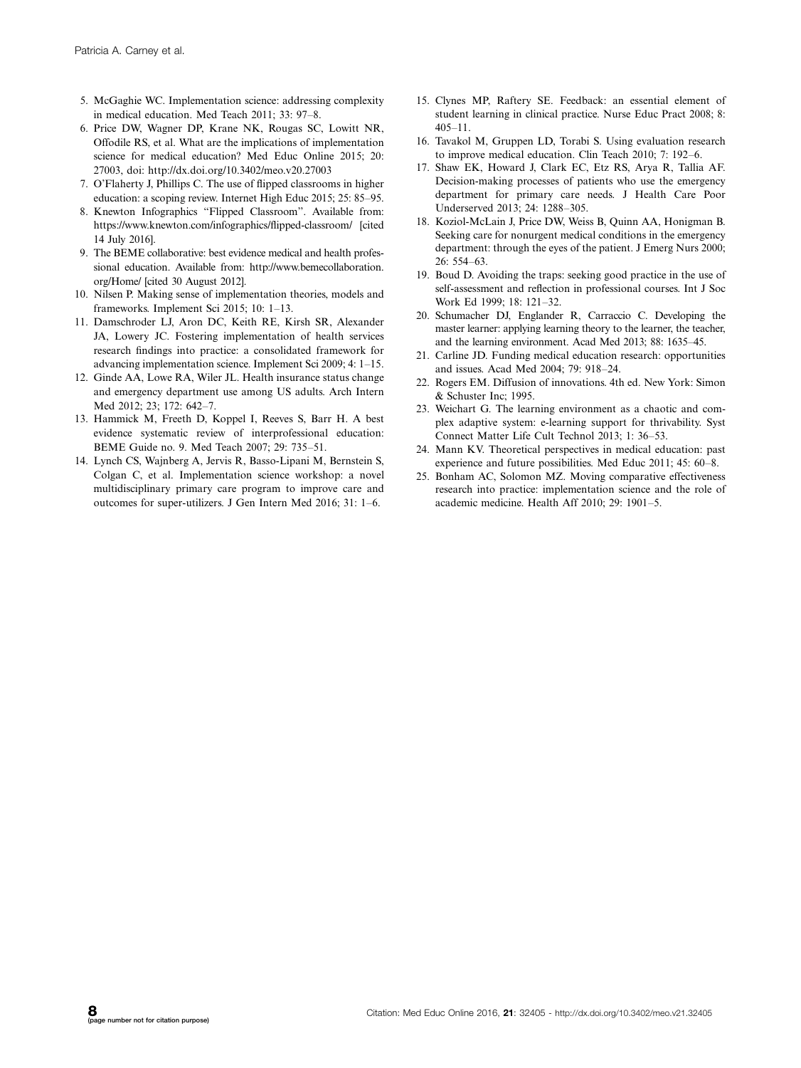5. McGaghie WC. Implementation science: addressing complexity in medical education. Med Teach 2011; 33: 97–8.
6. Price DW, Wagner DP, Krane NK, Rougas SC, Lowitt NR, Offodile RS, et al. What are the implications of implementation science for medical education? Med Educ Online 2015; 20: 27003, doi: http://dx.doi.org/10.3402/meo.v20.27003
7. O'Flaherty J, Phillips C. The use of flipped classrooms in higher education: a scoping review. Internet High Educ 2015; 25: 85–95.
8. Knewton Infographics "Flipped Classroom". Available from: https://www.knewton.com/infographics/flipped-classroom/ [cited 14 July 2016].
9. The BEME collaborative: best evidence medical and health professional education. Available from: http://www.bemecollaboration.org/Home/ [cited 30 August 2012].
10. Nilsen P. Making sense of implementation theories, models and frameworks. Implement Sci 2015; 10: 1–13.
11. Damschroder LJ, Aron DC, Keith RE, Kirsh SR, Alexander JA, Lowery JC. Fostering implementation of health services research findings into practice: a consolidated framework for advancing implementation science. Implement Sci 2009; 4: 1–15.
12. Ginde AA, Lowe RA, Wiler JL. Health insurance status change and emergency department use among US adults. Arch Intern Med 2012; 23; 172: 642–7.
13. Hammick M, Freeth D, Koppel I, Reeves S, Barr H. A best evidence systematic review of interprofessional education: BEME Guide no. 9. Med Teach 2007; 29: 735–51.
14. Lynch CS, Wajnberg A, Jervis R, Basso-Lipani M, Bernstein S, Colgan C, et al. Implementation science workshop: a novel multidisciplinary primary care program to improve care and outcomes for super-utilizers. J Gen Intern Med 2016; 31: 1–6.
15. Clynes MP, Raftery SE. Feedback: an essential element of student learning in clinical practice. Nurse Educ Pract 2008; 8: 405–11.
16. Tavakol M, Gruppen LD, Torabi S. Using evaluation research to improve medical education. Clin Teach 2010; 7: 192–6.
17. Shaw EK, Howard J, Clark EC, Etz RS, Arya R, Tallia AF. Decision-making processes of patients who use the emergency department for primary care needs. J Health Care Poor Underserved 2013; 24: 1288–305.
18. Koziol-McLain J, Price DW, Weiss B, Quinn AA, Honigman B. Seeking care for nonurgent medical conditions in the emergency department: through the eyes of the patient. J Emerg Nurs 2000; 26: 554–63.
19. Boud D. Avoiding the traps: seeking good practice in the use of self-assessment and reflection in professional courses. Int J Soc Work Ed 1999; 18: 121–32.
20. Schumacher DJ, Englander R, Carraccio C. Developing the master learner: applying learning theory to the learner, the teacher, and the learning environment. Acad Med 2013; 88: 1635–45.
21. Carline JD. Funding medical education research: opportunities and issues. Acad Med 2004; 79: 918–24.
22. Rogers EM. Diffusion of innovations. 4th ed. New York: Simon & Schuster Inc; 1995.
23. Weichart G. The learning environment as a chaotic and complex adaptive system: e-learning support for thrivability. Syst Connect Matter Life Cult Technol 2013; 1: 36–53.
24. Mann KV. Theoretical perspectives in medical education: past experience and future possibilities. Med Educ 2011; 45: 60–8.
25. Bonham AC, Solomon MZ. Moving comparative effectiveness research into practice: implementation science and the role of academic medicine. Health Aff 2010; 29: 1901–5.